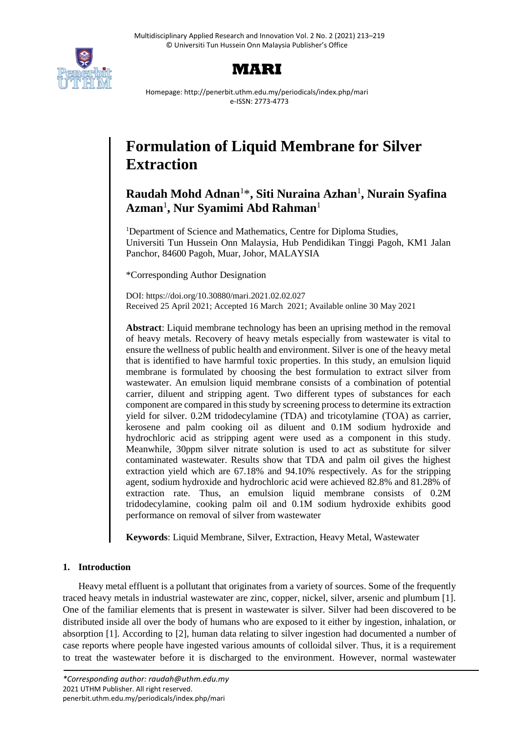# Formulation of Liquid Membrane for Silver Extraction

**Raudah Mohd Adnan[1]\*, Siti Nuraina Azhan[1], Nurain Syafina Azman[1], Nur Syamimi Abd Rahman[1]**

[1]Department of Science and Mathematics, Centre for Diploma Studies, Universiti Tun Hussein Onn Malaysia, Hub Pendidikan Tinggi Pagoh, KM1 Jalan Panchor, 84600 Pagoh, Muar, Johor, MALAYSIA

*Corresponding Author Designation

DOI: https://doi.org/10.30880/mari.2021.02.02.027
Received 25 April 2021; Accepted 16 March 2021; Available online 30 May 2021

**Abstract**: Liquid membrane technology has been an uprising method in the removal of heavy metals. Recovery of heavy metals especially from wastewater is vital to ensure the wellness of public health and environment. Silver is one of the heavy metal that is identified to have harmful toxic properties. In this study, an emulsion liquid membrane is formulated by choosing the best formulation to extract silver from wastewater. An emulsion liquid membrane consists of a combination of potential carrier, diluent and stripping agent. Two different types of substances for each component are compared in this study by screening process to determine its extraction yield for silver. 0.2M tridodecylamine (TDA) and tricotylamine (TOA) as carrier, kerosene and palm cooking oil as diluent and 0.1M sodium hydroxide and hydrochloric acid as stripping agent were used as a component in this study. Meanwhile, 30ppm silver nitrate solution is used to act as substitute for silver contaminated wastewater. Results show that TDA and palm oil gives the highest extraction yield which are 67.18% and 94.10% respectively. As for the stripping agent, sodium hydroxide and hydrochloric acid were achieved 82.8% and 81.28% of extraction rate. Thus, an emulsion liquid membrane consists of 0.2M tridodecylamine, cooking palm oil and 0.1M sodium hydroxide exhibits good performance on removal of silver from wastewater

**Keywords**: Liquid Membrane, Silver, Extraction, Heavy Metal, Wastewater

## 1. Introduction

Heavy metal effluent is a pollutant that originates from a variety of sources. Some of the frequently traced heavy metals in industrial wastewater are zinc, copper, nickel, silver, arsenic and plumbum [1]. One of the familiar elements that is present in wastewater is silver. Silver had been discovered to be distributed inside all over the body of humans who are exposed to it either by ingestion, inhalation, or absorption [1]. According to [2], human data relating to silver ingestion had documented a number of case reports where people have ingested various amounts of colloidal silver. Thus, it is a requirement to treat the wastewater before it is discharged to the environment. However, normal wastewater

*\*Corresponding author: raudah@uthm.edu.my*
2021 UTHM Publisher. All right reserved.
penerbit.uthm.edu.my/periodicals/index.php/mari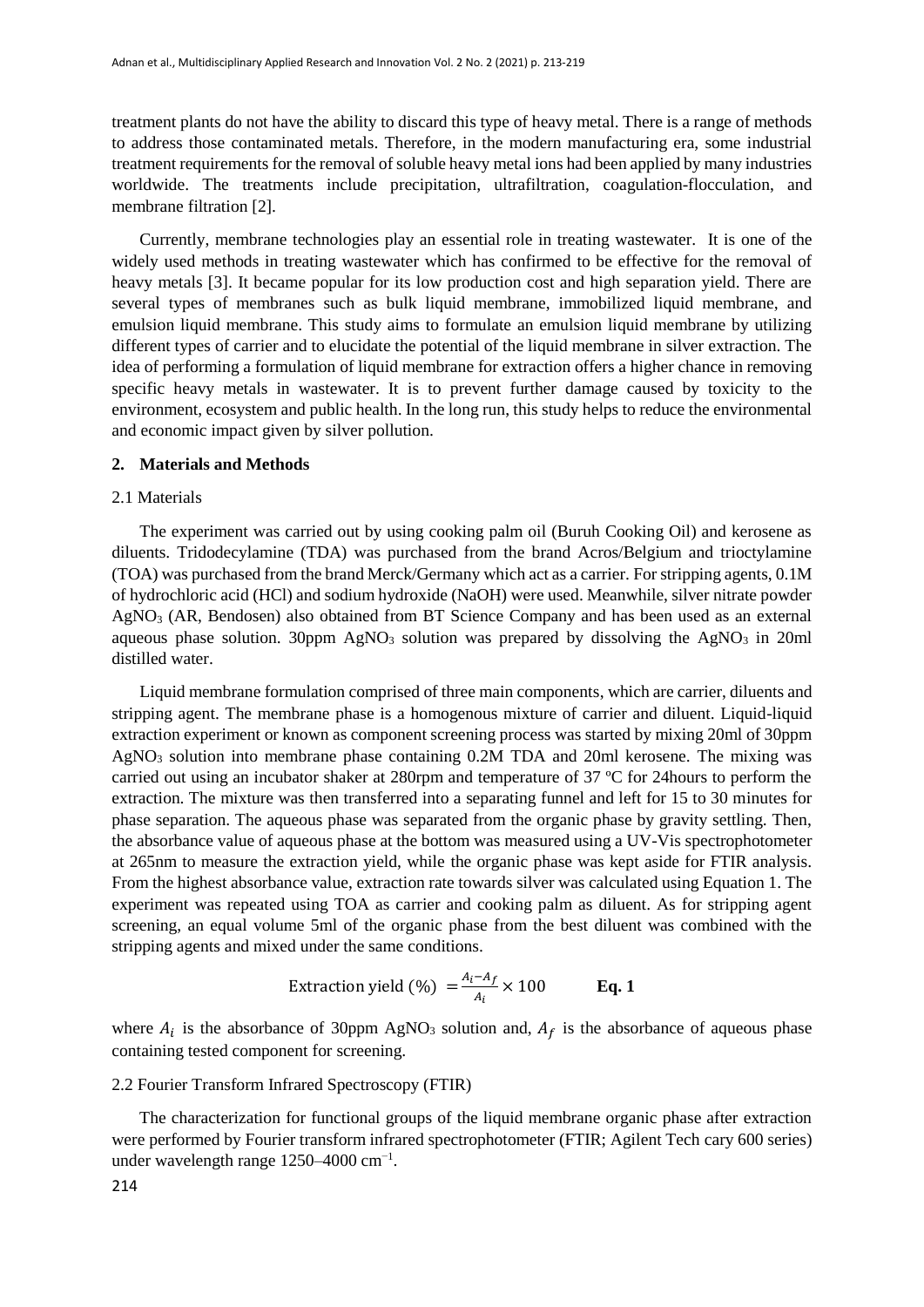treatment plants do not have the ability to discard this type of heavy metal. There is a range of methods to address those contaminated metals. Therefore, in the modern manufacturing era, some industrial treatment requirements for the removal of soluble heavy metal ions had been applied by many industries worldwide. The treatments include precipitation, ultrafiltration, coagulation-flocculation, and membrane filtration [2].

Currently, membrane technologies play an essential role in treating wastewater. It is one of the widely used methods in treating wastewater which has confirmed to be effective for the removal of heavy metals [3]. It became popular for its low production cost and high separation yield. There are several types of membranes such as bulk liquid membrane, immobilized liquid membrane, and emulsion liquid membrane. This study aims to formulate an emulsion liquid membrane by utilizing different types of carrier and to elucidate the potential of the liquid membrane in silver extraction. The idea of performing a formulation of liquid membrane for extraction offers a higher chance in removing specific heavy metals in wastewater. It is to prevent further damage caused by toxicity to the environment, ecosystem and public health. In the long run, this study helps to reduce the environmental and economic impact given by silver pollution.

## 2. Materials and Methods

### 2.1 Materials

The experiment was carried out by using cooking palm oil (Buruh Cooking Oil) and kerosene as diluents. Tridodecylamine (TDA) was purchased from the brand Acros/Belgium and trioctylamine (TOA) was purchased from the brand Merck/Germany which act as a carrier. For stripping agents, 0.1M of hydrochloric acid (HCl) and sodium hydroxide (NaOH) were used. Meanwhile, silver nitrate powder $AgNO_3$ (AR, Bendosen) also obtained from BT Science Company and has been used as an external aqueous phase solution. 30ppm $AgNO_3$ solution was prepared by dissolving the $AgNO_3$ in 20ml distilled water.

Liquid membrane formulation comprised of three main components, which are carrier, diluents and stripping agent. The membrane phase is a homogenous mixture of carrier and diluent. Liquid-liquid extraction experiment or known as component screening process was started by mixing 20ml of 30ppm $AgNO_3$ solution into membrane phase containing 0.2M TDA and 20ml kerosene. The mixing was carried out using an incubator shaker at 280rpm and temperature of 37 ºC for 24hours to perform the extraction. The mixture was then transferred into a separating funnel and left for 15 to 30 minutes for phase separation. The aqueous phase was separated from the organic phase by gravity settling. Then, the absorbance value of aqueous phase at the bottom was measured using a UV-Vis spectrophotometer at 265nm to measure the extraction yield, while the organic phase was kept aside for FTIR analysis. From the highest absorbance value, extraction rate towards silver was calculated using Equation 1. The experiment was repeated using TOA as carrier and cooking palm as diluent. As for stripping agent screening, an equal volume 5ml of the organic phase from the best diluent was combined with the stripping agents and mixed under the same conditions.

$$\text{Extraction yield (\%)} = \frac{A_i - A_f}{A_i} \times 100 \qquad \textbf{Eq. 1}$$

where $A_i$ is the absorbance of 30ppm $AgNO_3$ solution and, $A_f$ is the absorbance of aqueous phase containing tested component for screening.

### 2.2 Fourier Transform Infrared Spectroscopy (FTIR)

The characterization for functional groups of the liquid membrane organic phase after extraction were performed by Fourier transform infrared spectrophotometer (FTIR; Agilent Tech cary 600 series) under wavelength range 1250–4000 $cm^{-1}$.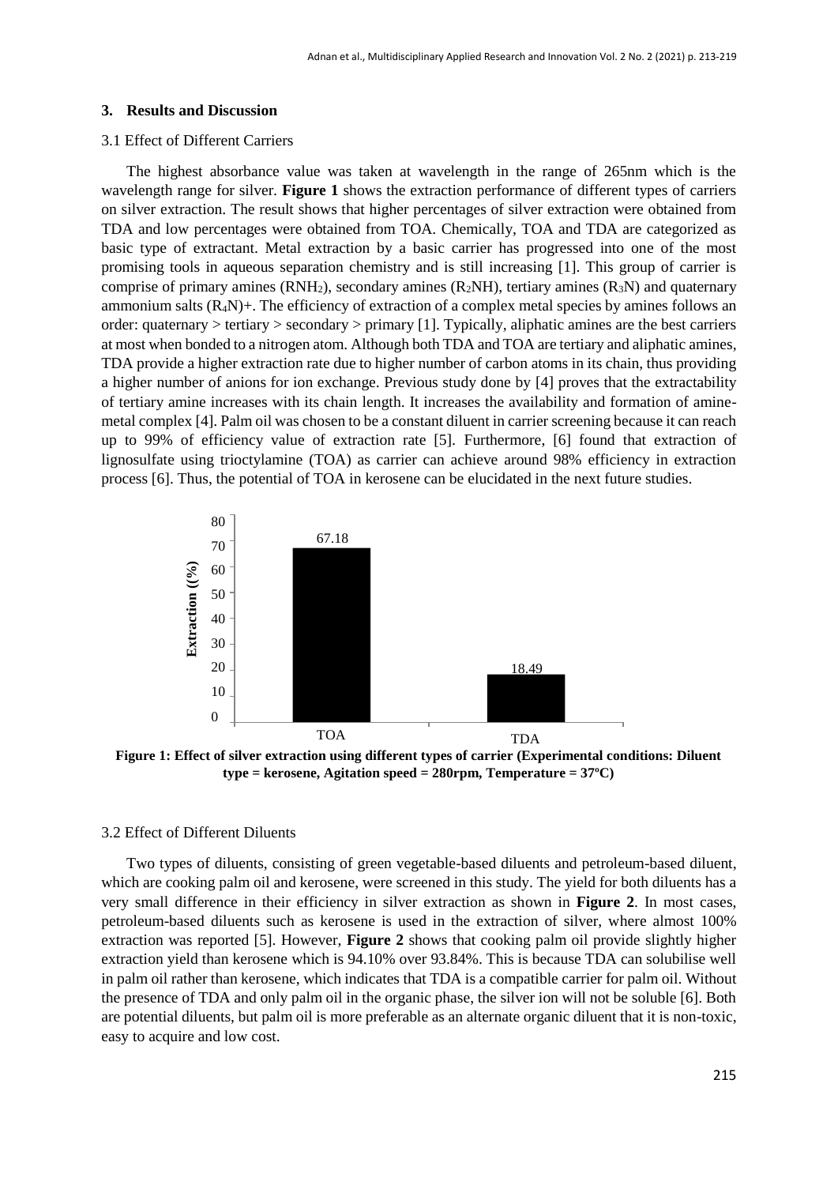## 3. Results and Discussion

### 3.1 Effect of Different Carriers

The highest absorbance value was taken at wavelength in the range of 265nm which is the wavelength range for silver. **Figure 1** shows the extraction performance of different types of carriers on silver extraction. The result shows that higher percentages of silver extraction were obtained from TDA and low percentages were obtained from TOA. Chemically, TOA and TDA are categorized as basic type of extractant. Metal extraction by a basic carrier has progressed into one of the most promising tools in aqueous separation chemistry and is still increasing [1]. This group of carrier is comprise of primary amines ($RNH_2$), secondary amines ($R_2NH$), tertiary amines ($R_3N$) and quaternary ammonium salts ($(R_4N)^+$). The efficiency of extraction of a complex metal species by amines follows an order: quaternary > tertiary > secondary > primary [1]. Typically, aliphatic amines are the best carriers at most when bonded to a nitrogen atom. Although both TDA and TOA are tertiary and aliphatic amines, TDA provide a higher extraction rate due to higher number of carbon atoms in its chain, thus providing a higher number of anions for ion exchange. Previous study done by [4] proves that the extractability of tertiary amine increases with its chain length. It increases the availability and formation of amine-metal complex [4]. Palm oil was chosen to be a constant diluent in carrier screening because it can reach up to 99% of efficiency value of extraction rate [5]. Furthermore, [6] found that extraction of lignosulfate using trioctylamine (TOA) as carrier can achieve around 98% efficiency in extraction process [6]. Thus, the potential of TOA in kerosene can be elucidated in the next future studies.

| Carrier | Extraction (%) |
|---|---|
| TOA | 67.18 |
| TDA | 18.49 |

**Figure 1: Effect of silver extraction using different types of carrier (Experimental conditions: Diluent type = kerosene, Agitation speed = 280rpm, Temperature = 37ºC)**

### 3.2 Effect of Different Diluents

Two types of diluents, consisting of green vegetable-based diluents and petroleum-based diluent, which are cooking palm oil and kerosene, were screened in this study. The yield for both diluents has a very small difference in their efficiency in silver extraction as shown in **Figure 2**. In most cases, petroleum-based diluents such as kerosene is used in the extraction of silver, where almost 100% extraction was reported [5]. However, **Figure 2** shows that cooking palm oil provide slightly higher extraction yield than kerosene which is 94.10% over 93.84%. This is because TDA can solubilise well in palm oil rather than kerosene, which indicates that TDA is a compatible carrier for palm oil. Without the presence of TDA and only palm oil in the organic phase, the silver ion will not be soluble [6]. Both are potential diluents, but palm oil is more preferable as an alternate organic diluent that it is non-toxic, easy to acquire and low cost.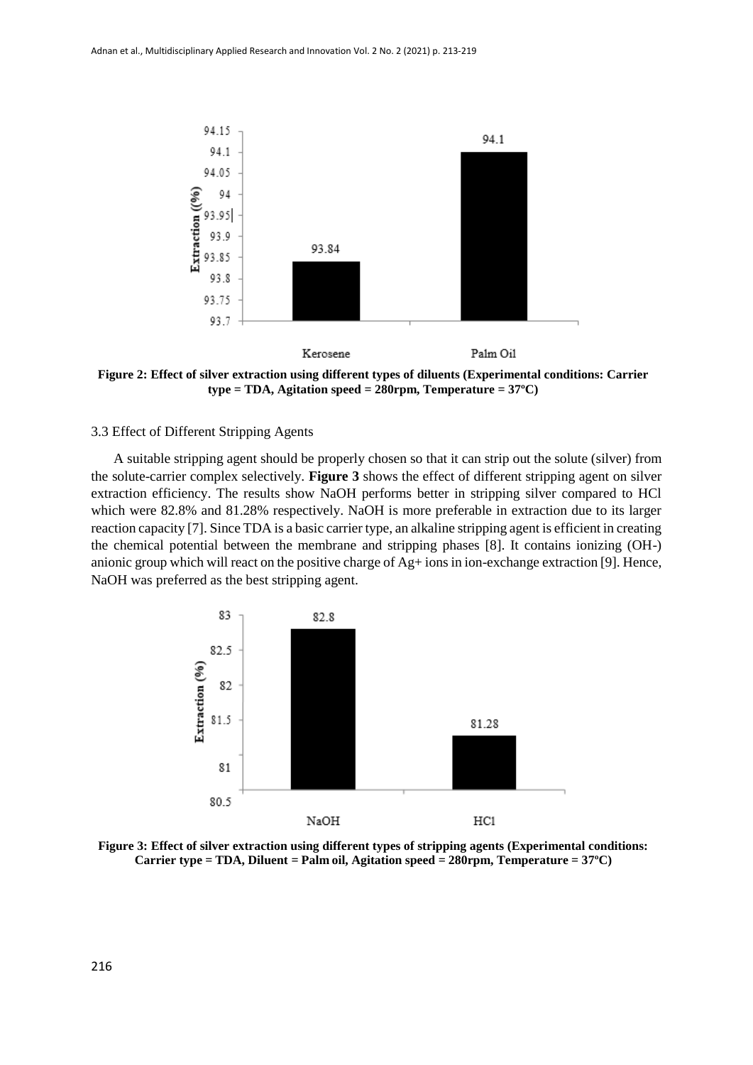Figure 2: Effect of silver extraction using different types of diluents (Experimental conditions: Carrier type = TDA, Agitation speed = 280rpm, Temperature = 37ºC)

### 3.3 Effect of Different Stripping Agents

A suitable stripping agent should be properly chosen so that it can strip out the solute (silver) from the solute-carrier complex selectively. **Figure 3** shows the effect of different stripping agent on silver extraction efficiency. The results show NaOH performs better in stripping silver compared to HCl which were 82.8% and 81.28% respectively. NaOH is more preferable in extraction due to its larger reaction capacity [7]. Since TDA is a basic carrier type, an alkaline stripping agent is efficient in creating the chemical potential between the membrane and stripping phases [8]. It contains ionizing (OH-) anionic group which will react on the positive charge of $Ag^+$ ions in ion-exchange extraction [9]. Hence, NaOH was preferred as the best stripping agent.

Figure 3: Effect of silver extraction using different types of stripping agents (Experimental conditions: Carrier type = TDA, Diluent = Palm oil, Agitation speed = 280rpm, Temperature = 37ºC)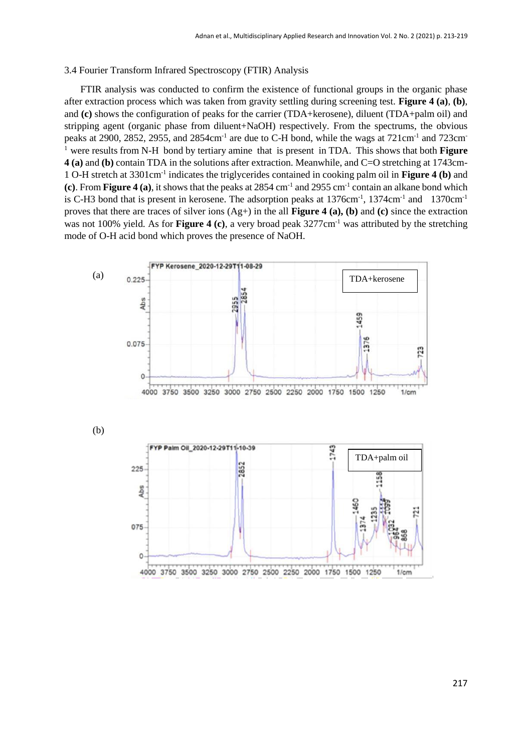3.4 Fourier Transform Infrared Spectroscopy (FTIR) Analysis

FTIR analysis was conducted to confirm the existence of functional groups in the organic phase after extraction process which was taken from gravity settling during screening test. **Figure 4 (a)**, **(b)**, and **(c)** shows the configuration of peaks for the carrier (TDA+kerosene), diluent (TDA+palm oil) and stripping agent (organic phase from diluent+NaOH) respectively. From the spectrums, the obvious peaks at 2900, 2852, 2955, and 2854cm$^{-1}$ are due to C-H bond, while the wags at 721cm$^{-1}$ and 723cm$^{-1}$ were results from N-H bond by tertiary amine that is present in TDA. This shows that both **Figure 4 (a)** and **(b)** contain TDA in the solutions after extraction. Meanwhile, and C=O stretching at 1743cm-1 O-H stretch at 3301cm$^{-1}$ indicates the triglycerides contained in cooking palm oil in **Figure 4 (b)** and **(c)**. From **Figure 4 (a)**, it shows that the peaks at 2854 cm$^{-1}$ and 2955 cm$^{-1}$ contain an alkane bond which is C-H3 bond that is present in kerosene. The adsorption peaks at 1376cm$^{-1}$, 1374cm$^{-1}$ and 1370cm$^{-1}$ proves that there are traces of silver ions (Ag+) in the all **Figure 4 (a), (b)** and **(c)** since the extraction was not 100% yield. As for **Figure 4 (c)**, a very broad peak 3277cm$^{-1}$ was attributed by the stretching mode of O-H acid bond which proves the presence of NaOH.

(a)

FYP Kerosene_2020-12-29T11-08-29

TDA+kerosene

(b)

FYP Palm Oil_2020-12-29T11-10-39

TDA+palm oil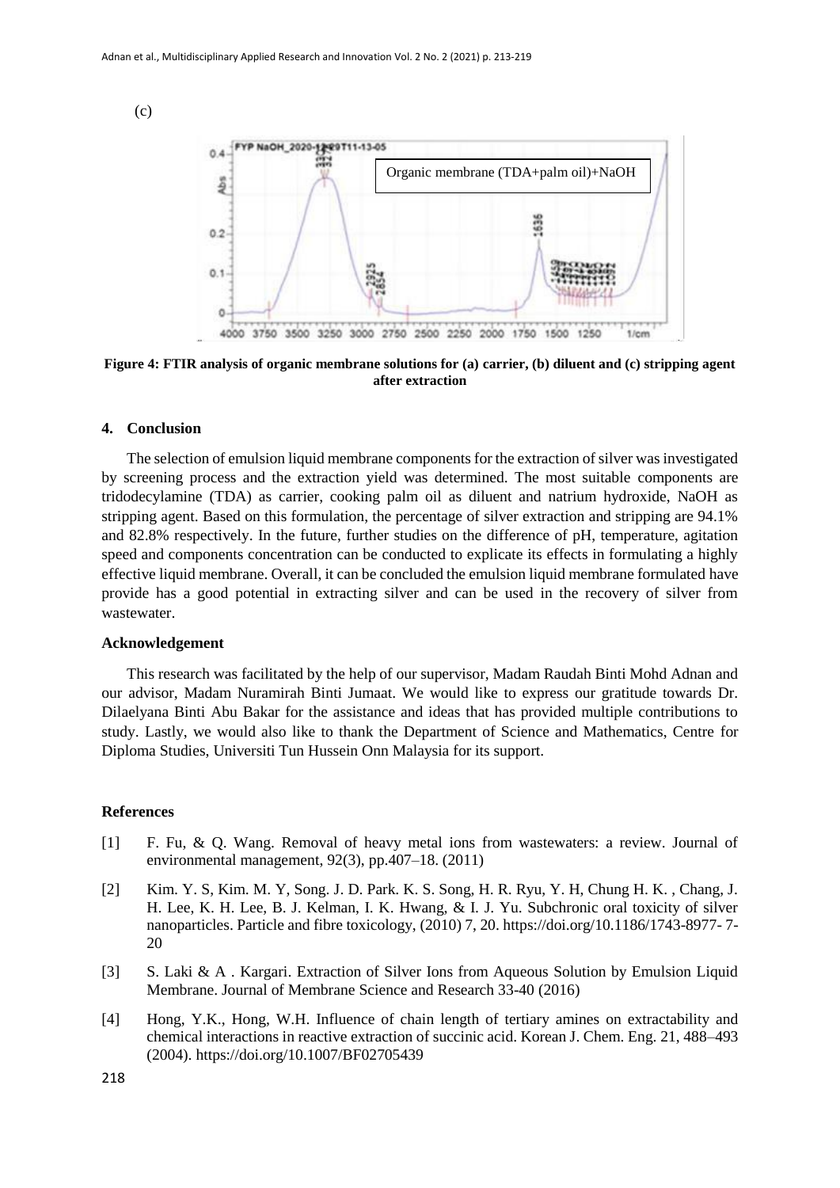(c)

Figure 4: FTIR analysis of organic membrane solutions for (a) carrier, (b) diluent and (c) stripping agent after extraction

## 4. Conclusion

The selection of emulsion liquid membrane components for the extraction of silver was investigated by screening process and the extraction yield was determined. The most suitable components are tridodecylamine (TDA) as carrier, cooking palm oil as diluent and natrium hydroxide, NaOH as stripping agent. Based on this formulation, the percentage of silver extraction and stripping are 94.1% and 82.8% respectively. In the future, further studies on the difference of pH, temperature, agitation speed and components concentration can be conducted to explicate its effects in formulating a highly effective liquid membrane. Overall, it can be concluded the emulsion liquid membrane formulated have provide has a good potential in extracting silver and can be used in the recovery of silver from wastewater.

### Acknowledgement

This research was facilitated by the help of our supervisor, Madam Raudah Binti Mohd Adnan and our advisor, Madam Nuramirah Binti Jumaat. We would like to express our gratitude towards Dr. Dilaelyana Binti Abu Bakar for the assistance and ideas that has provided multiple contributions to study. Lastly, we would also like to thank the Department of Science and Mathematics, Centre for Diploma Studies, Universiti Tun Hussein Onn Malaysia for its support.

### References

[1] F. Fu, & Q. Wang. Removal of heavy metal ions from wastewaters: a review. Journal of environmental management, 92(3), pp.407–18. (2011)

[2] Kim. Y. S, Kim. M. Y, Song. J. D. Park. K. S. Song, H. R. Ryu, Y. H, Chung H. K. , Chang, J. H. Lee, K. H. Lee, B. J. Kelman, I. K. Hwang, & I. J. Yu. Subchronic oral toxicity of silver nanoparticles. Particle and fibre toxicology, (2010) 7, 20. https://doi.org/10.1186/1743-8977- 7-20

[3] S. Laki & A . Kargari. Extraction of Silver Ions from Aqueous Solution by Emulsion Liquid Membrane. Journal of Membrane Science and Research 33-40 (2016)

[4] Hong, Y.K., Hong, W.H. Influence of chain length of tertiary amines on extractability and chemical interactions in reactive extraction of succinic acid. Korean J. Chem. Eng. 21, 488–493 (2004). https://doi.org/10.1007/BF02705439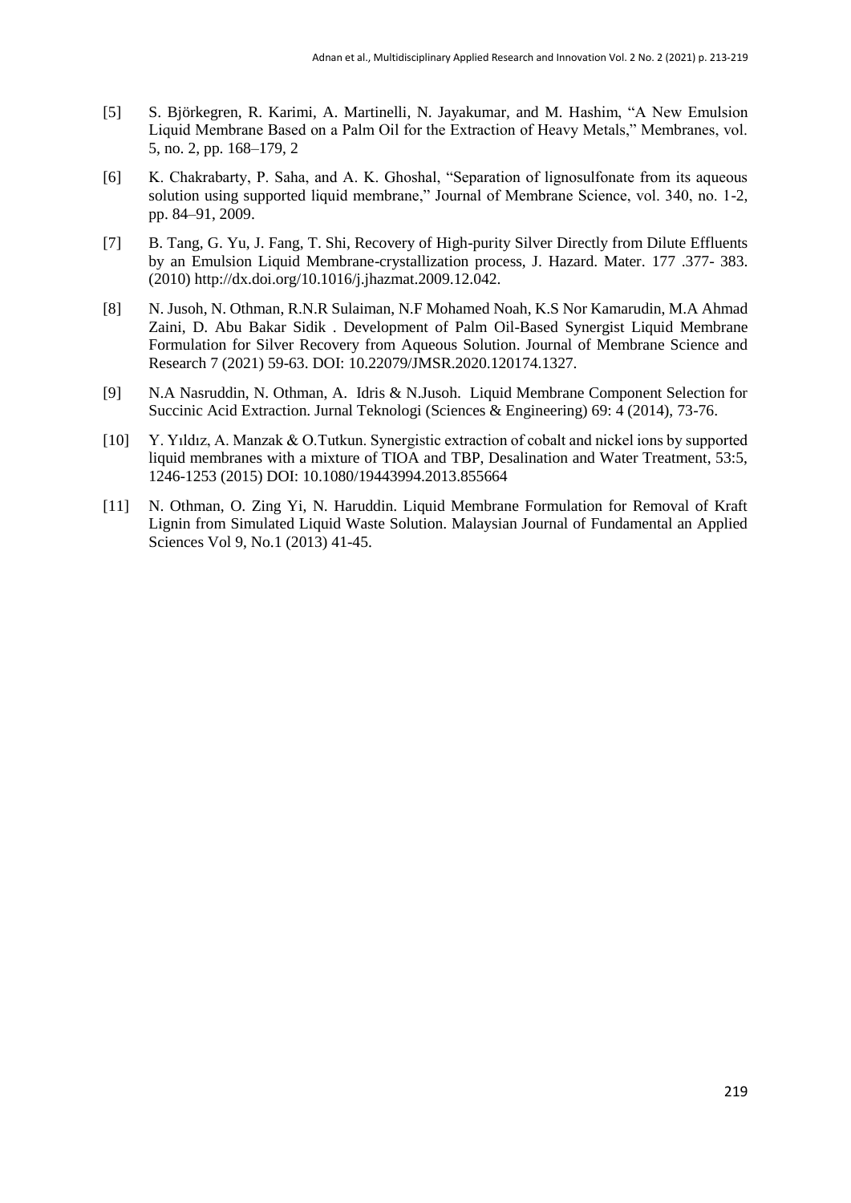[5] S. Björkegren, R. Karimi, A. Martinelli, N. Jayakumar, and M. Hashim, "A New Emulsion Liquid Membrane Based on a Palm Oil for the Extraction of Heavy Metals," Membranes, vol. 5, no. 2, pp. 168–179, 2

[6] K. Chakrabarty, P. Saha, and A. K. Ghoshal, "Separation of lignosulfonate from its aqueous solution using supported liquid membrane," Journal of Membrane Science, vol. 340, no. 1-2, pp. 84–91, 2009.

[7] B. Tang, G. Yu, J. Fang, T. Shi, Recovery of High-purity Silver Directly from Dilute Effluents by an Emulsion Liquid Membrane-crystallization process, J. Hazard. Mater. 177 .377- 383. (2010) http://dx.doi.org/10.1016/j.jhazmat.2009.12.042.

[8] N. Jusoh, N. Othman, R.N.R Sulaiman, N.F Mohamed Noah, K.S Nor Kamarudin, M.A Ahmad Zaini, D. Abu Bakar Sidik . Development of Palm Oil-Based Synergist Liquid Membrane Formulation for Silver Recovery from Aqueous Solution. Journal of Membrane Science and Research 7 (2021) 59-63. DOI: 10.22079/JMSR.2020.120174.1327.

[9] N.A Nasruddin, N. Othman, A. Idris & N.Jusoh. Liquid Membrane Component Selection for Succinic Acid Extraction. Jurnal Teknologi (Sciences & Engineering) 69: 4 (2014), 73-76.

[10] Y. Yıldız, A. Manzak & O.Tutkun. Synergistic extraction of cobalt and nickel ions by supported liquid membranes with a mixture of TIOA and TBP, Desalination and Water Treatment, 53:5, 1246-1253 (2015) DOI: 10.1080/19443994.2013.855664

[11] N. Othman, O. Zing Yi, N. Haruddin. Liquid Membrane Formulation for Removal of Kraft Lignin from Simulated Liquid Waste Solution. Malaysian Journal of Fundamental an Applied Sciences Vol 9, No.1 (2013) 41-45.